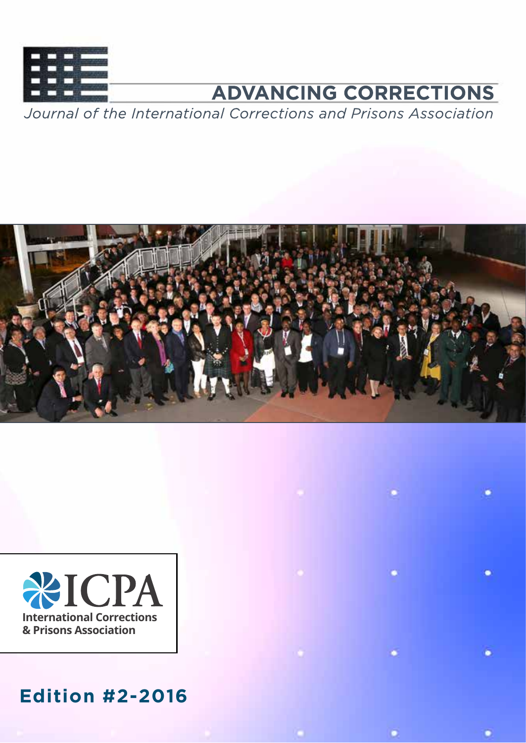# ADVANCING CORRECTIONS

*Journal of the International Corrections and Prisons Association*

ICPA
International Corrections & Prisons Association

**Edition #2-2016**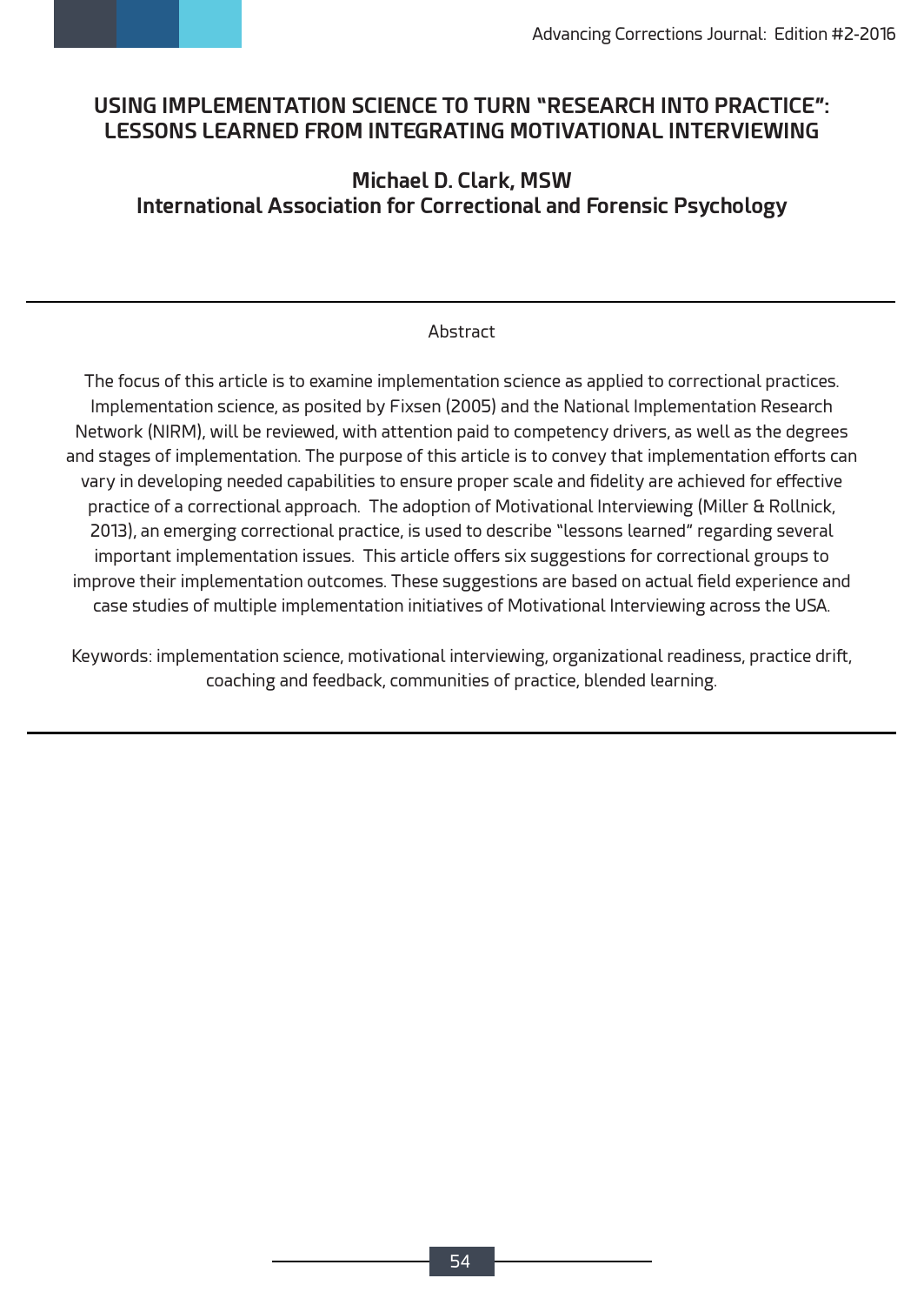# USING IMPLEMENTATION SCIENCE TO TURN "RESEARCH INTO PRACTICE": LESSONS LEARNED FROM INTEGRATING MOTIVATIONAL INTERVIEWING

**Michael D. Clark, MSW**
**International Association for Correctional and Forensic Psychology**

---

Abstract

The focus of this article is to examine implementation science as applied to correctional practices. Implementation science, as posited by Fixsen (2005) and the National Implementation Research Network (NIRM), will be reviewed, with attention paid to competency drivers, as well as the degrees and stages of implementation. The purpose of this article is to convey that implementation efforts can vary in developing needed capabilities to ensure proper scale and fidelity are achieved for effective practice of a correctional approach. The adoption of Motivational Interviewing (Miller & Rollnick, 2013), an emerging correctional practice, is used to describe "lessons learned" regarding several important implementation issues. This article offers six suggestions for correctional groups to improve their implementation outcomes. These suggestions are based on actual field experience and case studies of multiple implementation initiatives of Motivational Interviewing across the USA.

Keywords: implementation science, motivational interviewing, organizational readiness, practice drift, coaching and feedback, communities of practice, blended learning.

---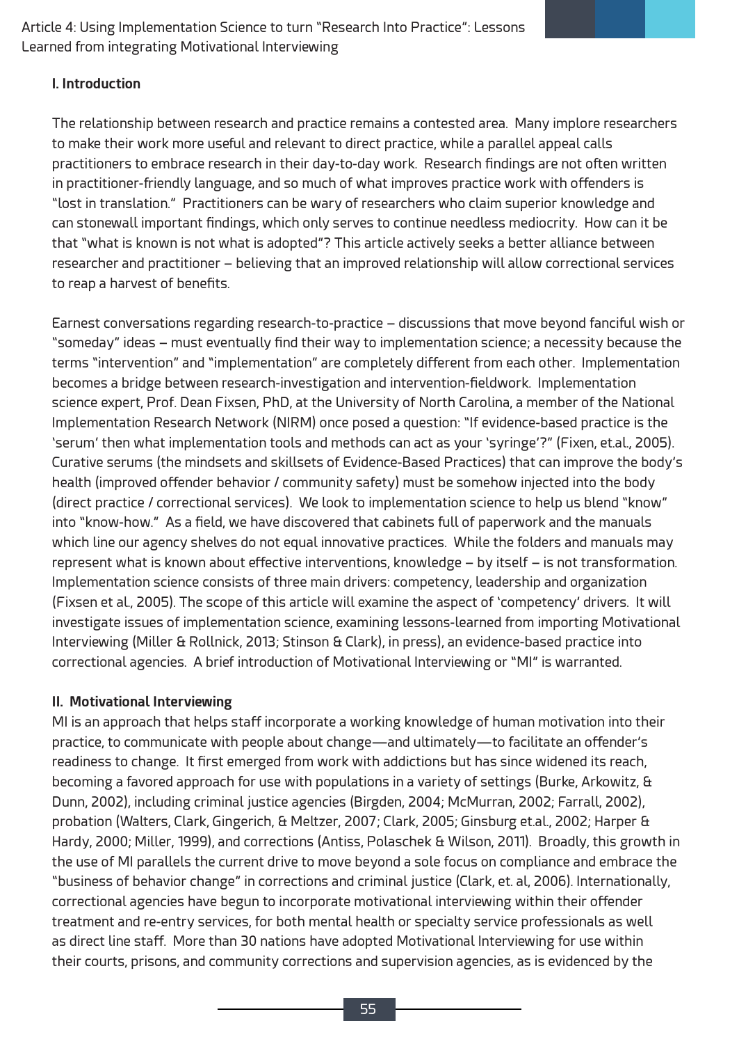### I. Introduction

The relationship between research and practice remains a contested area. Many implore researchers to make their work more useful and relevant to direct practice, while a parallel appeal calls practitioners to embrace research in their day-to-day work. Research findings are not often written in practitioner-friendly language, and so much of what improves practice work with offenders is "lost in translation." Practitioners can be wary of researchers who claim superior knowledge and can stonewall important findings, which only serves to continue needless mediocrity. How can it be that "what is known is not what is adopted"? This article actively seeks a better alliance between researcher and practitioner – believing that an improved relationship will allow correctional services to reap a harvest of benefits.

Earnest conversations regarding research-to-practice – discussions that move beyond fanciful wish or "someday" ideas – must eventually find their way to implementation science; a necessity because the terms "intervention" and "implementation" are completely different from each other. Implementation becomes a bridge between research-investigation and intervention-fieldwork. Implementation science expert, Prof. Dean Fixsen, PhD, at the University of North Carolina, a member of the National Implementation Research Network (NIRM) once posed a question: "If evidence-based practice is the 'serum' then what implementation tools and methods can act as your 'syringe'?" (Fixen, et.al., 2005). Curative serums (the mindsets and skillsets of Evidence-Based Practices) that can improve the body's health (improved offender behavior / community safety) must be somehow injected into the body (direct practice / correctional services). We look to implementation science to help us blend "know" into "know-how." As a field, we have discovered that cabinets full of paperwork and the manuals which line our agency shelves do not equal innovative practices. While the folders and manuals may represent what is known about effective interventions, knowledge – by itself – is not transformation. Implementation science consists of three main drivers: competency, leadership and organization (Fixsen et al., 2005). The scope of this article will examine the aspect of 'competency' drivers. It will investigate issues of implementation science, examining lessons-learned from importing Motivational Interviewing (Miller & Rollnick, 2013; Stinson & Clark), in press), an evidence-based practice into correctional agencies. A brief introduction of Motivational Interviewing or "MI" is warranted.

### II. Motivational Interviewing

MI is an approach that helps staff incorporate a working knowledge of human motivation into their practice, to communicate with people about change—and ultimately—to facilitate an offender's readiness to change. It first emerged from work with addictions but has since widened its reach, becoming a favored approach for use with populations in a variety of settings (Burke, Arkowitz, & Dunn, 2002), including criminal justice agencies (Birgden, 2004; McMurran, 2002; Farrall, 2002), probation (Walters, Clark, Gingerich, & Meltzer, 2007; Clark, 2005; Ginsburg et.al., 2002; Harper & Hardy, 2000; Miller, 1999), and corrections (Antiss, Polaschek & Wilson, 2011). Broadly, this growth in the use of MI parallels the current drive to move beyond a sole focus on compliance and embrace the "business of behavior change" in corrections and criminal justice (Clark, et. al, 2006). Internationally, correctional agencies have begun to incorporate motivational interviewing within their offender treatment and re-entry services, for both mental health or specialty service professionals as well as direct line staff. More than 30 nations have adopted Motivational Interviewing for use within their courts, prisons, and community corrections and supervision agencies, as is evidenced by the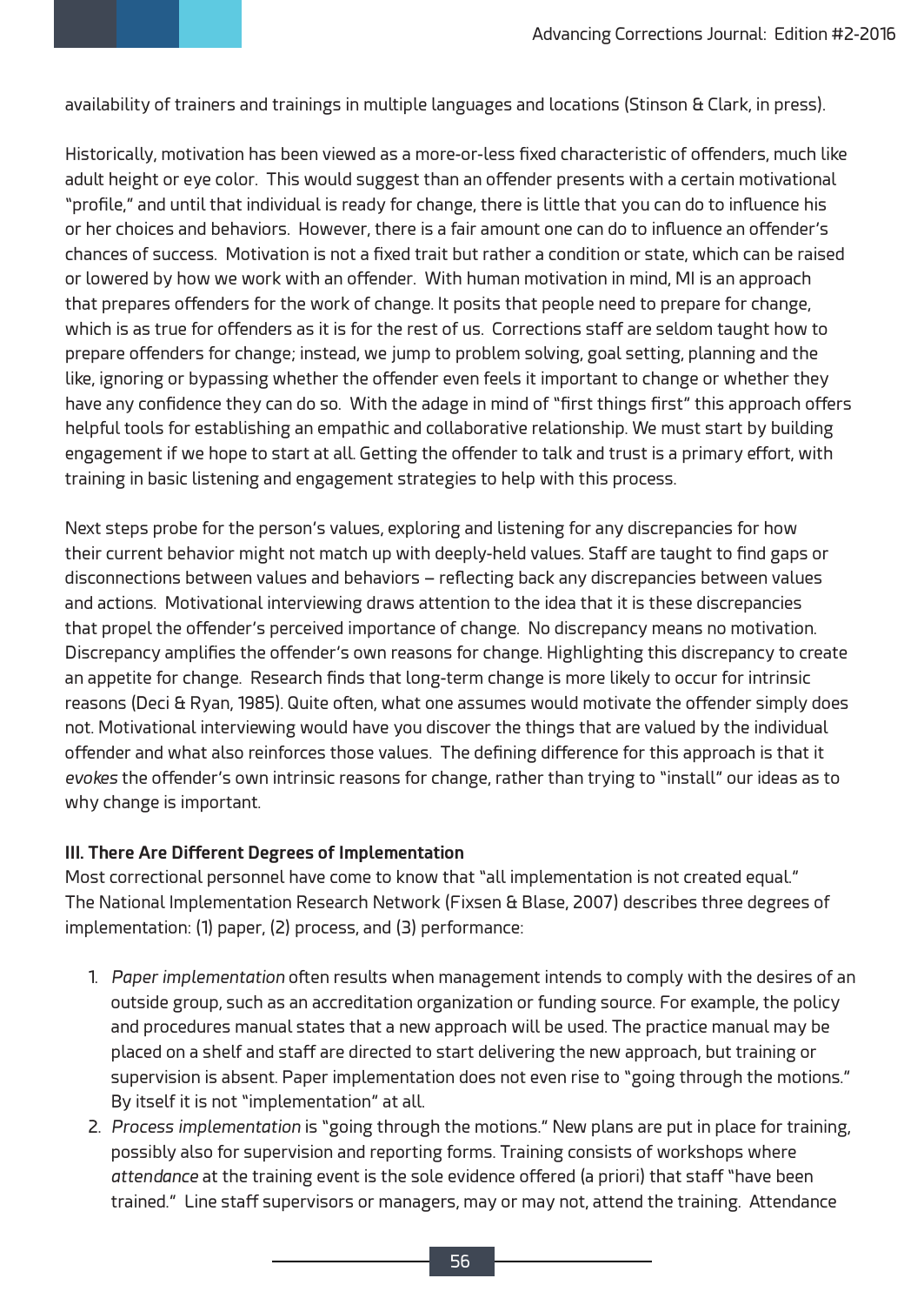availability of trainers and trainings in multiple languages and locations (Stinson & Clark, in press).

Historically, motivation has been viewed as a more-or-less fixed characteristic of offenders, much like adult height or eye color. This would suggest than an offender presents with a certain motivational "profile," and until that individual is ready for change, there is little that you can do to influence his or her choices and behaviors. However, there is a fair amount one can do to influence an offender's chances of success. Motivation is not a fixed trait but rather a condition or state, which can be raised or lowered by how we work with an offender. With human motivation in mind, MI is an approach that prepares offenders for the work of change. It posits that people need to prepare for change, which is as true for offenders as it is for the rest of us. Corrections staff are seldom taught how to prepare offenders for change; instead, we jump to problem solving, goal setting, planning and the like, ignoring or bypassing whether the offender even feels it important to change or whether they have any confidence they can do so. With the adage in mind of "first things first" this approach offers helpful tools for establishing an empathic and collaborative relationship. We must start by building engagement if we hope to start at all. Getting the offender to talk and trust is a primary effort, with training in basic listening and engagement strategies to help with this process.

Next steps probe for the person's values, exploring and listening for any discrepancies for how their current behavior might not match up with deeply-held values. Staff are taught to find gaps or disconnections between values and behaviors – reflecting back any discrepancies between values and actions. Motivational interviewing draws attention to the idea that it is these discrepancies that propel the offender's perceived importance of change. No discrepancy means no motivation. Discrepancy amplifies the offender's own reasons for change. Highlighting this discrepancy to create an appetite for change. Research finds that long-term change is more likely to occur for intrinsic reasons (Deci & Ryan, 1985). Quite often, what one assumes would motivate the offender simply does not. Motivational interviewing would have you discover the things that are valued by the individual offender and what also reinforces those values. The defining difference for this approach is that it *evokes* the offender's own intrinsic reasons for change, rather than trying to "install" our ideas as to why change is important.

### III. There Are Different Degrees of Implementation

Most correctional personnel have come to know that "all implementation is not created equal." The National Implementation Research Network (Fixsen & Blase, 2007) describes three degrees of implementation: (1) paper, (2) process, and (3) performance:

1. *Paper implementation* often results when management intends to comply with the desires of an outside group, such as an accreditation organization or funding source. For example, the policy and procedures manual states that a new approach will be used. The practice manual may be placed on a shelf and staff are directed to start delivering the new approach, but training or supervision is absent. Paper implementation does not even rise to "going through the motions." By itself it is not "implementation" at all.
2. *Process implementation* is "going through the motions." New plans are put in place for training, possibly also for supervision and reporting forms. Training consists of workshops where *attendance* at the training event is the sole evidence offered (a priori) that staff "have been trained." Line staff supervisors or managers, may or may not, attend the training. Attendance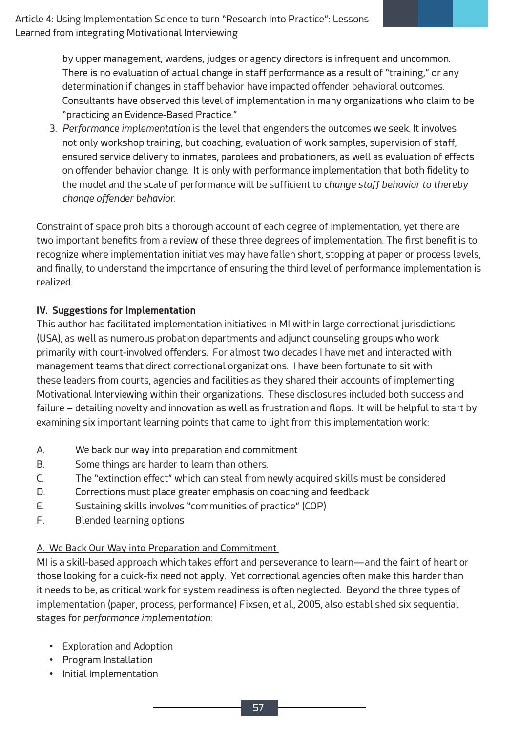by upper management, wardens, judges or agency directors is infrequent and uncommon. There is no evaluation of actual change in staff performance as a result of "training," or any determination if changes in staff behavior have impacted offender behavioral outcomes. Consultants have observed this level of implementation in many organizations who claim to be "practicing an Evidence-Based Practice."

3. *Performance implementation* is the level that engenders the outcomes we seek. It involves not only workshop training, but coaching, evaluation of work samples, supervision of staff, ensured service delivery to inmates, parolees and probationers, as well as evaluation of effects on offender behavior change. It is only with performance implementation that both fidelity to the model and the scale of performance will be sufficient to *change staff behavior to thereby change offender behavior*.

Constraint of space prohibits a thorough account of each degree of implementation, yet there are two important benefits from a review of these three degrees of implementation. The first benefit is to recognize where implementation initiatives may have fallen short, stopping at paper or process levels, and finally, to understand the importance of ensuring the third level of performance implementation is realized.

## IV. Suggestions for Implementation

This author has facilitated implementation initiatives in MI within large correctional jurisdictions (USA), as well as numerous probation departments and adjunct counseling groups who work primarily with court-involved offenders. For almost two decades I have met and interacted with management teams that direct correctional organizations. I have been fortunate to sit with these leaders from courts, agencies and facilities as they shared their accounts of implementing Motivational Interviewing within their organizations. These disclosures included both success and failure – detailing novelty and innovation as well as frustration and flops. It will be helpful to start by examining six important learning points that came to light from this implementation work:

A. We back our way into preparation and commitment
B. Some things are harder to learn than others.
C. The "extinction effect" which can steal from newly acquired skills must be considered
D. Corrections must place greater emphasis on coaching and feedback
E. Sustaining skills involves "communities of practice" (COP)
F. Blended learning options

### A. We Back Our Way into Preparation and Commitment

MI is a skill-based approach which takes effort and perseverance to learn—and the faint of heart or those looking for a quick-fix need not apply. Yet correctional agencies often make this harder than it needs to be, as critical work for system readiness is often neglected. Beyond the three types of implementation (paper, process, performance) Fixsen, et al., 2005, also established six sequential stages for *performance implementation*:

- Exploration and Adoption
- Program Installation
- Initial Implementation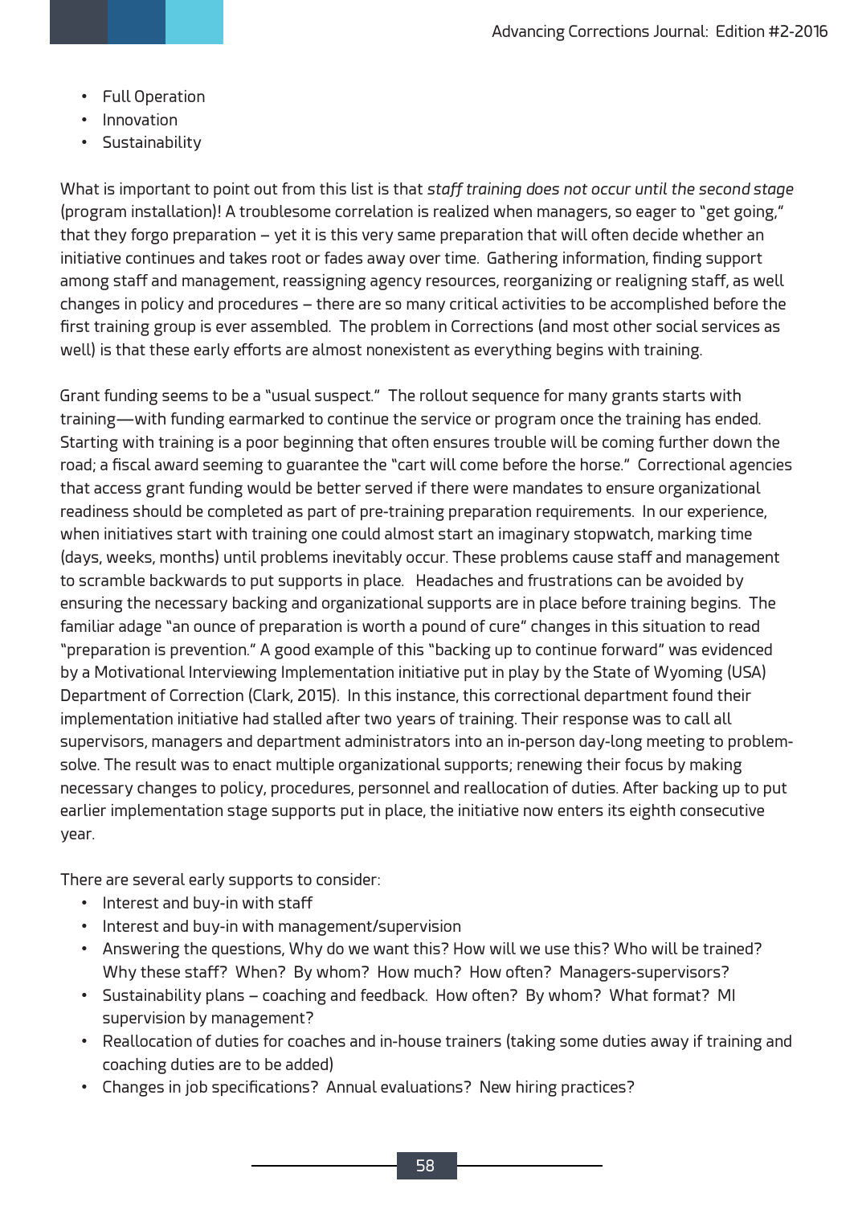- Full Operation
- Innovation
- Sustainability

What is important to point out from this list is that *staff training does not occur until the second stage* (program installation)! A troublesome correlation is realized when managers, so eager to "get going," that they forgo preparation – yet it is this very same preparation that will often decide whether an initiative continues and takes root or fades away over time. Gathering information, finding support among staff and management, reassigning agency resources, reorganizing or realigning staff, as well changes in policy and procedures – there are so many critical activities to be accomplished before the first training group is ever assembled. The problem in Corrections (and most other social services as well) is that these early efforts are almost nonexistent as everything begins with training.

Grant funding seems to be a "usual suspect." The rollout sequence for many grants starts with training—with funding earmarked to continue the service or program once the training has ended. Starting with training is a poor beginning that often ensures trouble will be coming further down the road; a fiscal award seeming to guarantee the "cart will come before the horse." Correctional agencies that access grant funding would be better served if there were mandates to ensure organizational readiness should be completed as part of pre-training preparation requirements. In our experience, when initiatives start with training one could almost start an imaginary stopwatch, marking time (days, weeks, months) until problems inevitably occur. These problems cause staff and management to scramble backwards to put supports in place. Headaches and frustrations can be avoided by ensuring the necessary backing and organizational supports are in place before training begins. The familiar adage "an ounce of preparation is worth a pound of cure" changes in this situation to read "preparation is prevention." A good example of this "backing up to continue forward" was evidenced by a Motivational Interviewing Implementation initiative put in play by the State of Wyoming (USA) Department of Correction (Clark, 2015). In this instance, this correctional department found their implementation initiative had stalled after two years of training. Their response was to call all supervisors, managers and department administrators into an in-person day-long meeting to problem-solve. The result was to enact multiple organizational supports; renewing their focus by making necessary changes to policy, procedures, personnel and reallocation of duties. After backing up to put earlier implementation stage supports put in place, the initiative now enters its eighth consecutive year.

There are several early supports to consider:

- Interest and buy-in with staff
- Interest and buy-in with management/supervision
- Answering the questions, Why do we want this? How will we use this? Who will be trained? Why these staff? When? By whom? How much? How often? Managers-supervisors?
- Sustainability plans – coaching and feedback. How often? By whom? What format? MI supervision by management?
- Reallocation of duties for coaches and in-house trainers (taking some duties away if training and coaching duties are to be added)
- Changes in job specifications? Annual evaluations? New hiring practices?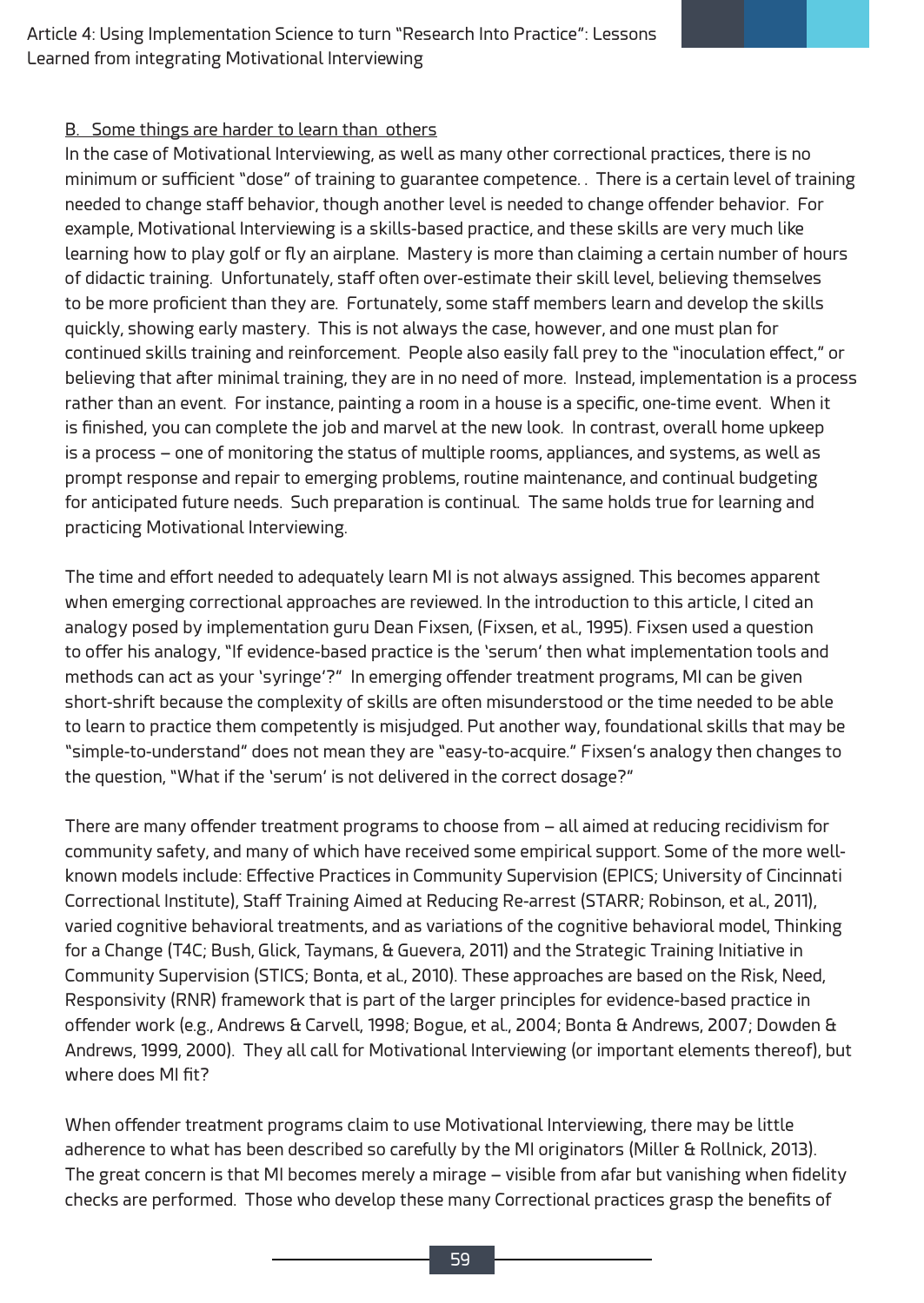B. Some things are harder to learn than others

In the case of Motivational Interviewing, as well as many other correctional practices, there is no minimum or sufficient "dose" of training to guarantee competence. . There is a certain level of training needed to change staff behavior, though another level is needed to change offender behavior. For example, Motivational Interviewing is a skills-based practice, and these skills are very much like learning how to play golf or fly an airplane. Mastery is more than claiming a certain number of hours of didactic training. Unfortunately, staff often over-estimate their skill level, believing themselves to be more proficient than they are. Fortunately, some staff members learn and develop the skills quickly, showing early mastery. This is not always the case, however, and one must plan for continued skills training and reinforcement. People also easily fall prey to the "inoculation effect," or believing that after minimal training, they are in no need of more. Instead, implementation is a process rather than an event. For instance, painting a room in a house is a specific, one-time event. When it is finished, you can complete the job and marvel at the new look. In contrast, overall home upkeep is a process – one of monitoring the status of multiple rooms, appliances, and systems, as well as prompt response and repair to emerging problems, routine maintenance, and continual budgeting for anticipated future needs. Such preparation is continual. The same holds true for learning and practicing Motivational Interviewing.

The time and effort needed to adequately learn MI is not always assigned. This becomes apparent when emerging correctional approaches are reviewed. In the introduction to this article, I cited an analogy posed by implementation guru Dean Fixsen, (Fixsen, et al., 1995). Fixsen used a question to offer his analogy, "If evidence-based practice is the 'serum' then what implementation tools and methods can act as your 'syringe'?" In emerging offender treatment programs, MI can be given short-shrift because the complexity of skills are often misunderstood or the time needed to be able to learn to practice them competently is misjudged. Put another way, foundational skills that may be "simple-to-understand" does not mean they are "easy-to-acquire." Fixsen's analogy then changes to the question, "What if the 'serum' is not delivered in the correct dosage?"

There are many offender treatment programs to choose from – all aimed at reducing recidivism for community safety, and many of which have received some empirical support. Some of the more well-known models include: Effective Practices in Community Supervision (EPICS; University of Cincinnati Correctional Institute), Staff Training Aimed at Reducing Re-arrest (STARR; Robinson, et al., 2011), varied cognitive behavioral treatments, and as variations of the cognitive behavioral model, Thinking for a Change (T4C; Bush, Glick, Taymans, & Guevera, 2011) and the Strategic Training Initiative in Community Supervision (STICS; Bonta, et al., 2010). These approaches are based on the Risk, Need, Responsivity (RNR) framework that is part of the larger principles for evidence-based practice in offender work (e.g., Andrews & Carvell, 1998; Bogue, et al., 2004; Bonta & Andrews, 2007; Dowden & Andrews, 1999, 2000). They all call for Motivational Interviewing (or important elements thereof), but where does MI fit?

When offender treatment programs claim to use Motivational Interviewing, there may be little adherence to what has been described so carefully by the MI originators (Miller & Rollnick, 2013). The great concern is that MI becomes merely a mirage – visible from afar but vanishing when fidelity checks are performed. Those who develop these many Correctional practices grasp the benefits of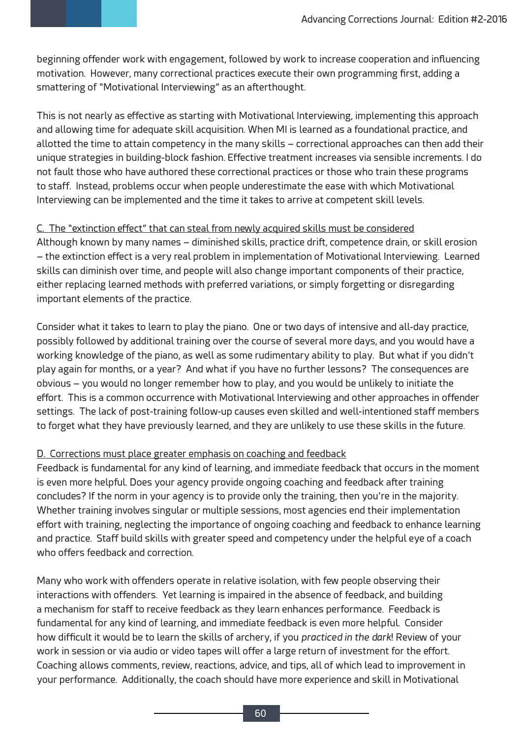beginning offender work with engagement, followed by work to increase cooperation and influencing motivation. However, many correctional practices execute their own programming first, adding a smattering of "Motivational Interviewing" as an afterthought.

This is not nearly as effective as starting with Motivational Interviewing, implementing this approach and allowing time for adequate skill acquisition. When MI is learned as a foundational practice, and allotted the time to attain competency in the many skills – correctional approaches can then add their unique strategies in building-block fashion. Effective treatment increases via sensible increments. I do not fault those who have authored these correctional practices or those who train these programs to staff. Instead, problems occur when people underestimate the ease with which Motivational Interviewing can be implemented and the time it takes to arrive at competent skill levels.

<u>C. The "extinction effect" that can steal from newly acquired skills must be considered</u>

Although known by many names – diminished skills, practice drift, competence drain, or skill erosion – the extinction effect is a very real problem in implementation of Motivational Interviewing. Learned skills can diminish over time, and people will also change important components of their practice, either replacing learned methods with preferred variations, or simply forgetting or disregarding important elements of the practice.

Consider what it takes to learn to play the piano. One or two days of intensive and all-day practice, possibly followed by additional training over the course of several more days, and you would have a working knowledge of the piano, as well as some rudimentary ability to play. But what if you didn't play again for months, or a year? And what if you have no further lessons? The consequences are obvious – you would no longer remember how to play, and you would be unlikely to initiate the effort. This is a common occurrence with Motivational Interviewing and other approaches in offender settings. The lack of post-training follow-up causes even skilled and well-intentioned staff members to forget what they have previously learned, and they are unlikely to use these skills in the future.

<u>D. Corrections must place greater emphasis on coaching and feedback</u>

Feedback is fundamental for any kind of learning, and immediate feedback that occurs in the moment is even more helpful. Does your agency provide ongoing coaching and feedback after training concludes? If the norm in your agency is to provide only the training, then you're in the majority. Whether training involves singular or multiple sessions, most agencies end their implementation effort with training, neglecting the importance of ongoing coaching and feedback to enhance learning and practice. Staff build skills with greater speed and competency under the helpful eye of a coach who offers feedback and correction.

Many who work with offenders operate in relative isolation, with few people observing their interactions with offenders. Yet learning is impaired in the absence of feedback, and building a mechanism for staff to receive feedback as they learn enhances performance. Feedback is fundamental for any kind of learning, and immediate feedback is even more helpful. Consider how difficult it would be to learn the skills of archery, if you *practiced in the dark*! Review of your work in session or via audio or video tapes will offer a large return of investment for the effort. Coaching allows comments, review, reactions, advice, and tips, all of which lead to improvement in your performance. Additionally, the coach should have more experience and skill in Motivational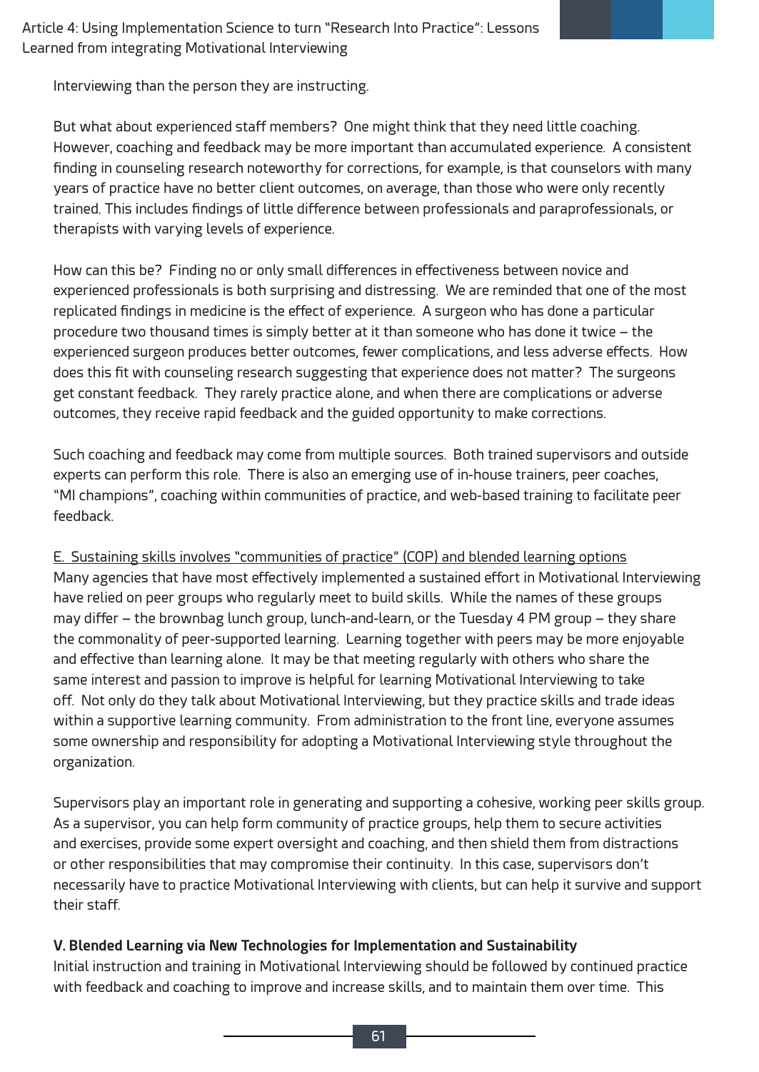Interviewing than the person they are instructing.

But what about experienced staff members? One might think that they need little coaching. However, coaching and feedback may be more important than accumulated experience. A consistent finding in counseling research noteworthy for corrections, for example, is that counselors with many years of practice have no better client outcomes, on average, than those who were only recently trained. This includes findings of little difference between professionals and paraprofessionals, or therapists with varying levels of experience.

How can this be? Finding no or only small differences in effectiveness between novice and experienced professionals is both surprising and distressing. We are reminded that one of the most replicated findings in medicine is the effect of experience. A surgeon who has done a particular procedure two thousand times is simply better at it than someone who has done it twice – the experienced surgeon produces better outcomes, fewer complications, and less adverse effects. How does this fit with counseling research suggesting that experience does not matter? The surgeons get constant feedback. They rarely practice alone, and when there are complications or adverse outcomes, they receive rapid feedback and the guided opportunity to make corrections.

Such coaching and feedback may come from multiple sources. Both trained supervisors and outside experts can perform this role. There is also an emerging use of in-house trainers, peer coaches, "MI champions", coaching within communities of practice, and web-based training to facilitate peer feedback.

<u>E. Sustaining skills involves "communities of practice" (COP) and blended learning options</u>

Many agencies that have most effectively implemented a sustained effort in Motivational Interviewing have relied on peer groups who regularly meet to build skills. While the names of these groups may differ – the brownbag lunch group, lunch-and-learn, or the Tuesday 4 PM group – they share the commonality of peer-supported learning. Learning together with peers may be more enjoyable and effective than learning alone. It may be that meeting regularly with others who share the same interest and passion to improve is helpful for learning Motivational Interviewing to take off. Not only do they talk about Motivational Interviewing, but they practice skills and trade ideas within a supportive learning community. From administration to the front line, everyone assumes some ownership and responsibility for adopting a Motivational Interviewing style throughout the organization.

Supervisors play an important role in generating and supporting a cohesive, working peer skills group. As a supervisor, you can help form community of practice groups, help them to secure activities and exercises, provide some expert oversight and coaching, and then shield them from distractions or other responsibilities that may compromise their continuity. In this case, supervisors don't necessarily have to practice Motivational Interviewing with clients, but can help it survive and support their staff.

**V. Blended Learning via New Technologies for Implementation and Sustainability**

Initial instruction and training in Motivational Interviewing should be followed by continued practice with feedback and coaching to improve and increase skills, and to maintain them over time. This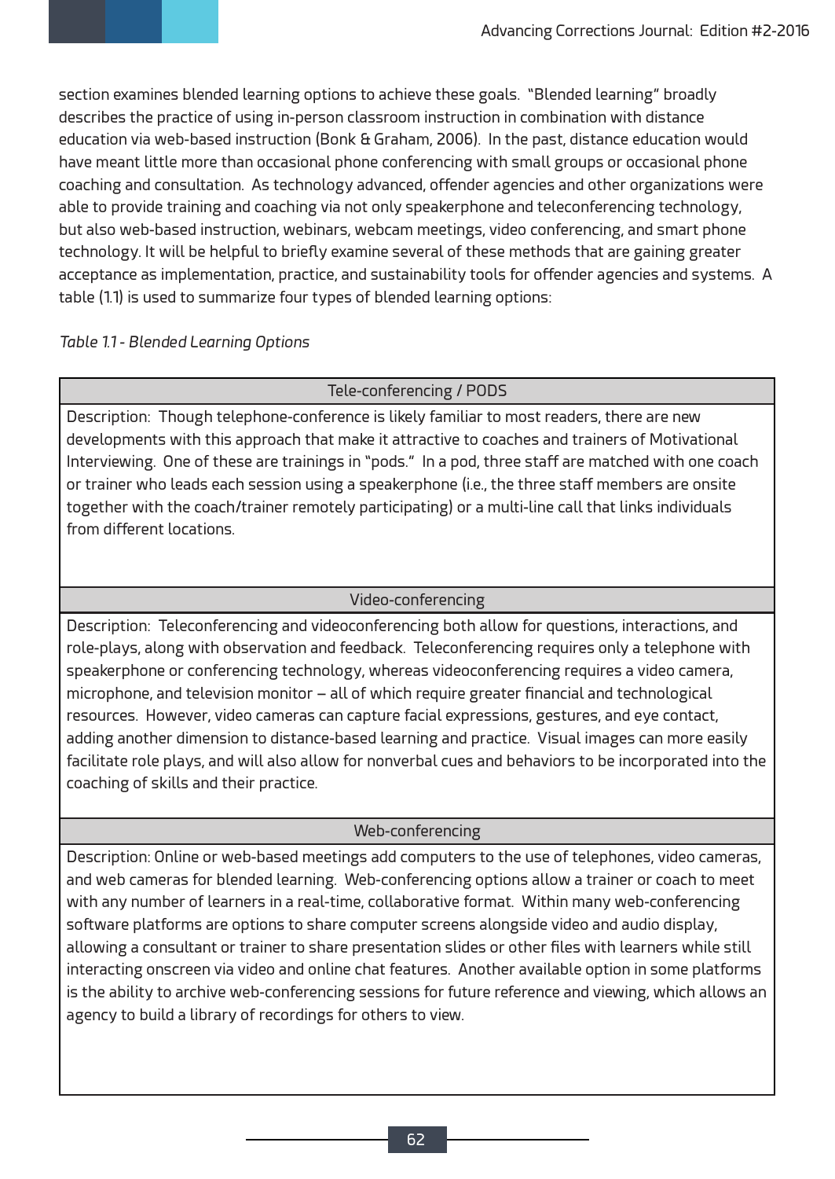section examines blended learning options to achieve these goals. "Blended learning" broadly describes the practice of using in-person classroom instruction in combination with distance education via web-based instruction (Bonk & Graham, 2006). In the past, distance education would have meant little more than occasional phone conferencing with small groups or occasional phone coaching and consultation. As technology advanced, offender agencies and other organizations were able to provide training and coaching via not only speakerphone and teleconferencing technology, but also web-based instruction, webinars, webcam meetings, video conferencing, and smart phone technology. It will be helpful to briefly examine several of these methods that are gaining greater acceptance as implementation, practice, and sustainability tools for offender agencies and systems. A table (1.1) is used to summarize four types of blended learning options:

*Table 1.1 - Blended Learning Options*

| Tele-conferencing / PODS |
|---|
| Description: Though telephone-conference is likely familiar to most readers, there are new developments with this approach that make it attractive to coaches and trainers of Motivational Interviewing. One of these are trainings in "pods." In a pod, three staff are matched with one coach or trainer who leads each session using a speakerphone (i.e., the three staff members are onsite together with the coach/trainer remotely participating) or a multi-line call that links individuals from different locations. |
| **Video-conferencing** |
| Description: Teleconferencing and videoconferencing both allow for questions, interactions, and role-plays, along with observation and feedback. Teleconferencing requires only a telephone with speakerphone or conferencing technology, whereas videoconferencing requires a video camera, microphone, and television monitor – all of which require greater financial and technological resources. However, video cameras can capture facial expressions, gestures, and eye contact, adding another dimension to distance-based learning and practice. Visual images can more easily facilitate role plays, and will also allow for nonverbal cues and behaviors to be incorporated into the coaching of skills and their practice. |
| **Web-conferencing** |
| Description: Online or web-based meetings add computers to the use of telephones, video cameras, and web cameras for blended learning. Web-conferencing options allow a trainer or coach to meet with any number of learners in a real-time, collaborative format. Within many web-conferencing software platforms are options to share computer screens alongside video and audio display, allowing a consultant or trainer to share presentation slides or other files with learners while still interacting onscreen via video and online chat features. Another available option in some platforms is the ability to archive web-conferencing sessions for future reference and viewing, which allows an agency to build a library of recordings for others to view. |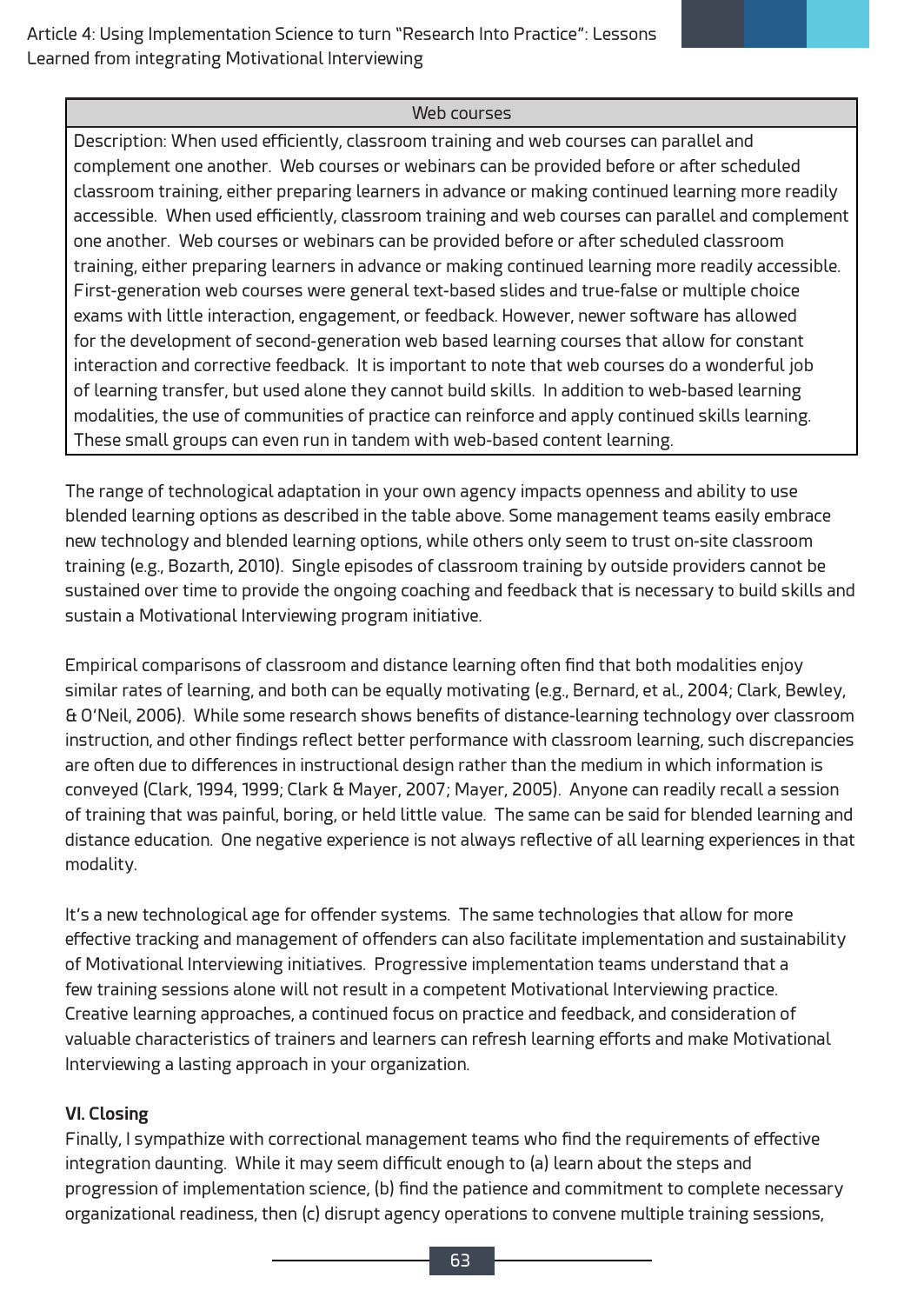| Web courses |
| --- |
| Description: When used efficiently, classroom training and web courses can parallel and complement one another. Web courses or webinars can be provided before or after scheduled classroom training, either preparing learners in advance or making continued learning more readily accessible. When used efficiently, classroom training and web courses can parallel and complement one another. Web courses or webinars can be provided before or after scheduled classroom training, either preparing learners in advance or making continued learning more readily accessible. First-generation web courses were general text-based slides and true-false or multiple choice exams with little interaction, engagement, or feedback. However, newer software has allowed for the development of second-generation web based learning courses that allow for constant interaction and corrective feedback. It is important to note that web courses do a wonderful job of learning transfer, but used alone they cannot build skills. In addition to web-based learning modalities, the use of communities of practice can reinforce and apply continued skills learning. These small groups can even run in tandem with web-based content learning. |

The range of technological adaptation in your own agency impacts openness and ability to use blended learning options as described in the table above. Some management teams easily embrace new technology and blended learning options, while others only seem to trust on-site classroom training (e.g., Bozarth, 2010). Single episodes of classroom training by outside providers cannot be sustained over time to provide the ongoing coaching and feedback that is necessary to build skills and sustain a Motivational Interviewing program initiative.

Empirical comparisons of classroom and distance learning often find that both modalities enjoy similar rates of learning, and both can be equally motivating (e.g., Bernard, et al., 2004; Clark, Bewley, & O'Neil, 2006). While some research shows benefits of distance-learning technology over classroom instruction, and other findings reflect better performance with classroom learning, such discrepancies are often due to differences in instructional design rather than the medium in which information is conveyed (Clark, 1994, 1999; Clark & Mayer, 2007; Mayer, 2005). Anyone can readily recall a session of training that was painful, boring, or held little value. The same can be said for blended learning and distance education. One negative experience is not always reflective of all learning experiences in that modality.

It's a new technological age for offender systems. The same technologies that allow for more effective tracking and management of offenders can also facilitate implementation and sustainability of Motivational Interviewing initiatives. Progressive implementation teams understand that a few training sessions alone will not result in a competent Motivational Interviewing practice. Creative learning approaches, a continued focus on practice and feedback, and consideration of valuable characteristics of trainers and learners can refresh learning efforts and make Motivational Interviewing a lasting approach in your organization.

## VI. Closing

Finally, I sympathize with correctional management teams who find the requirements of effective integration daunting. While it may seem difficult enough to (a) learn about the steps and progression of implementation science, (b) find the patience and commitment to complete necessary organizational readiness, then (c) disrupt agency operations to convene multiple training sessions,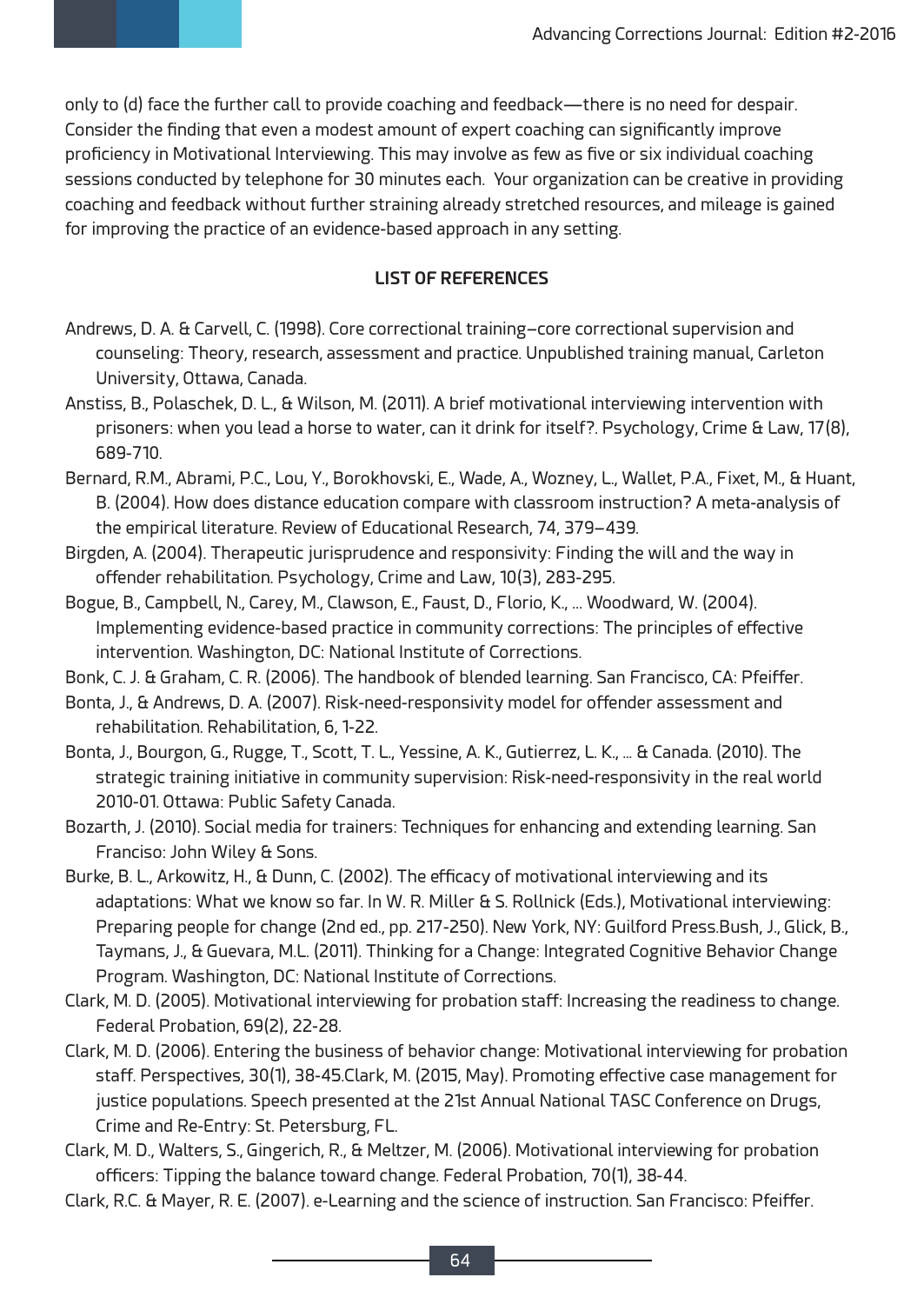only to (d) face the further call to provide coaching and feedback—there is no need for despair. Consider the finding that even a modest amount of expert coaching can significantly improve proficiency in Motivational Interviewing. This may involve as few as five or six individual coaching sessions conducted by telephone for 30 minutes each. Your organization can be creative in providing coaching and feedback without further straining already stretched resources, and mileage is gained for improving the practice of an evidence-based approach in any setting.

## LIST OF REFERENCES

Andrews, D. A. & Carvell, C. (1998). Core correctional training–core correctional supervision and counseling: Theory, research, assessment and practice. Unpublished training manual, Carleton University, Ottawa, Canada.

Anstiss, B., Polaschek, D. L., & Wilson, M. (2011). A brief motivational interviewing intervention with prisoners: when you lead a horse to water, can it drink for itself?. Psychology, Crime & Law, 17(8), 689-710.

Bernard, R.M., Abrami, P.C., Lou, Y., Borokhovski, E., Wade, A., Wozney, L., Wallet, P.A., Fixet, M., & Huant, B. (2004). How does distance education compare with classroom instruction? A meta-analysis of the empirical literature. Review of Educational Research, 74, 379–439.

Birgden, A. (2004). Therapeutic jurisprudence and responsivity: Finding the will and the way in offender rehabilitation. Psychology, Crime and Law, 10(3), 283-295.

Bogue, B., Campbell, N., Carey, M., Clawson, E., Faust, D., Florio, K., ... Woodward, W. (2004). Implementing evidence-based practice in community corrections: The principles of effective intervention. Washington, DC: National Institute of Corrections.

Bonk, C. J. & Graham, C. R. (2006). The handbook of blended learning. San Francisco, CA: Pfeiffer.

Bonta, J., & Andrews, D. A. (2007). Risk-need-responsivity model for offender assessment and rehabilitation. Rehabilitation, 6, 1-22.

Bonta, J., Bourgon, G., Rugge, T., Scott, T. L., Yessine, A. K., Gutierrez, L. K., ... & Canada. (2010). The strategic training initiative in community supervision: Risk-need-responsivity in the real world 2010-01. Ottawa: Public Safety Canada.

Bozarth, J. (2010). Social media for trainers: Techniques for enhancing and extending learning. San Franciso: John Wiley & Sons.

Burke, B. L., Arkowitz, H., & Dunn, C. (2002). The efficacy of motivational interviewing and its adaptations: What we know so far. In W. R. Miller & S. Rollnick (Eds.), Motivational interviewing: Preparing people for change (2nd ed., pp. 217-250). New York, NY: Guilford Press.Bush, J., Glick, B., Taymans, J., & Guevara, M.L. (2011). Thinking for a Change: Integrated Cognitive Behavior Change Program. Washington, DC: National Institute of Corrections.

Clark, M. D. (2005). Motivational interviewing for probation staff: Increasing the readiness to change. Federal Probation, 69(2), 22-28.

Clark, M. D. (2006). Entering the business of behavior change: Motivational interviewing for probation staff. Perspectives, 30(1), 38-45.Clark, M. (2015, May). Promoting effective case management for justice populations. Speech presented at the 21st Annual National TASC Conference on Drugs, Crime and Re-Entry: St. Petersburg, FL.

Clark, M. D., Walters, S., Gingerich, R., & Meltzer, M. (2006). Motivational interviewing for probation officers: Tipping the balance toward change. Federal Probation, 70(1), 38-44.

Clark, R.C. & Mayer, R. E. (2007). e-Learning and the science of instruction. San Francisco: Pfeiffer.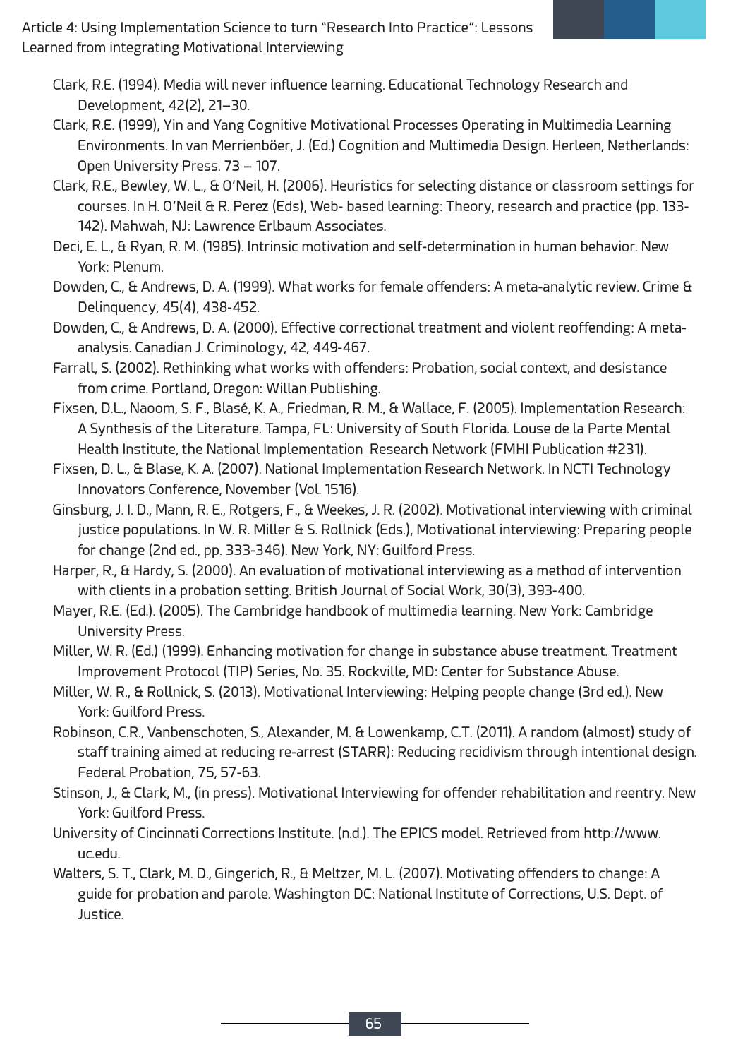Clark, R.E. (1994). Media will never influence learning. Educational Technology Research and Development, 42(2), 21–30.

Clark, R.E. (1999), Yin and Yang Cognitive Motivational Processes Operating in Multimedia Learning Environments. In van Merrienböer, J. (Ed.) Cognition and Multimedia Design. Herleen, Netherlands: Open University Press. 73 – 107.

Clark, R.E., Bewley, W. L., & O'Neil, H. (2006). Heuristics for selecting distance or classroom settings for courses. In H. O'Neil & R. Perez (Eds), Web- based learning: Theory, research and practice (pp. 133-142). Mahwah, NJ: Lawrence Erlbaum Associates.

Deci, E. L., & Ryan, R. M. (1985). Intrinsic motivation and self-determination in human behavior. New York: Plenum.

Dowden, C., & Andrews, D. A. (1999). What works for female offenders: A meta-analytic review. Crime & Delinquency, 45(4), 438-452.

Dowden, C., & Andrews, D. A. (2000). Effective correctional treatment and violent reoffending: A meta-analysis. Canadian J. Criminology, 42, 449-467.

Farrall, S. (2002). Rethinking what works with offenders: Probation, social context, and desistance from crime. Portland, Oregon: Willan Publishing.

Fixsen, D.L., Naoom, S. F., Blasé, K. A., Friedman, R. M., & Wallace, F. (2005). Implementation Research: A Synthesis of the Literature. Tampa, FL: University of South Florida. Louse de la Parte Mental Health Institute, the National Implementation Research Network (FMHI Publication #231).

Fixsen, D. L., & Blase, K. A. (2007). National Implementation Research Network. In NCTI Technology Innovators Conference, November (Vol. 1516).

Ginsburg, J. I. D., Mann, R. E., Rotgers, F., & Weekes, J. R. (2002). Motivational interviewing with criminal justice populations. In W. R. Miller & S. Rollnick (Eds.), Motivational interviewing: Preparing people for change (2nd ed., pp. 333-346). New York, NY: Guilford Press.

Harper, R., & Hardy, S. (2000). An evaluation of motivational interviewing as a method of intervention with clients in a probation setting. British Journal of Social Work, 30(3), 393-400.

Mayer, R.E. (Ed.). (2005). The Cambridge handbook of multimedia learning. New York: Cambridge University Press.

Miller, W. R. (Ed.) (1999). Enhancing motivation for change in substance abuse treatment. Treatment Improvement Protocol (TIP) Series, No. 35. Rockville, MD: Center for Substance Abuse.

Miller, W. R., & Rollnick, S. (2013). Motivational Interviewing: Helping people change (3rd ed.). New York: Guilford Press.

Robinson, C.R., Vanbenschoten, S., Alexander, M. & Lowenkamp, C.T. (2011). A random (almost) study of staff training aimed at reducing re-arrest (STARR): Reducing recidivism through intentional design. Federal Probation, 75, 57-63.

Stinson, J., & Clark, M., (in press). Motivational Interviewing for offender rehabilitation and reentry. New York: Guilford Press.

University of Cincinnati Corrections Institute. (n.d.). The EPICS model. Retrieved from http://www.uc.edu.

Walters, S. T., Clark, M. D., Gingerich, R., & Meltzer, M. L. (2007). Motivating offenders to change: A guide for probation and parole. Washington DC: National Institute of Corrections, U.S. Dept. of Justice.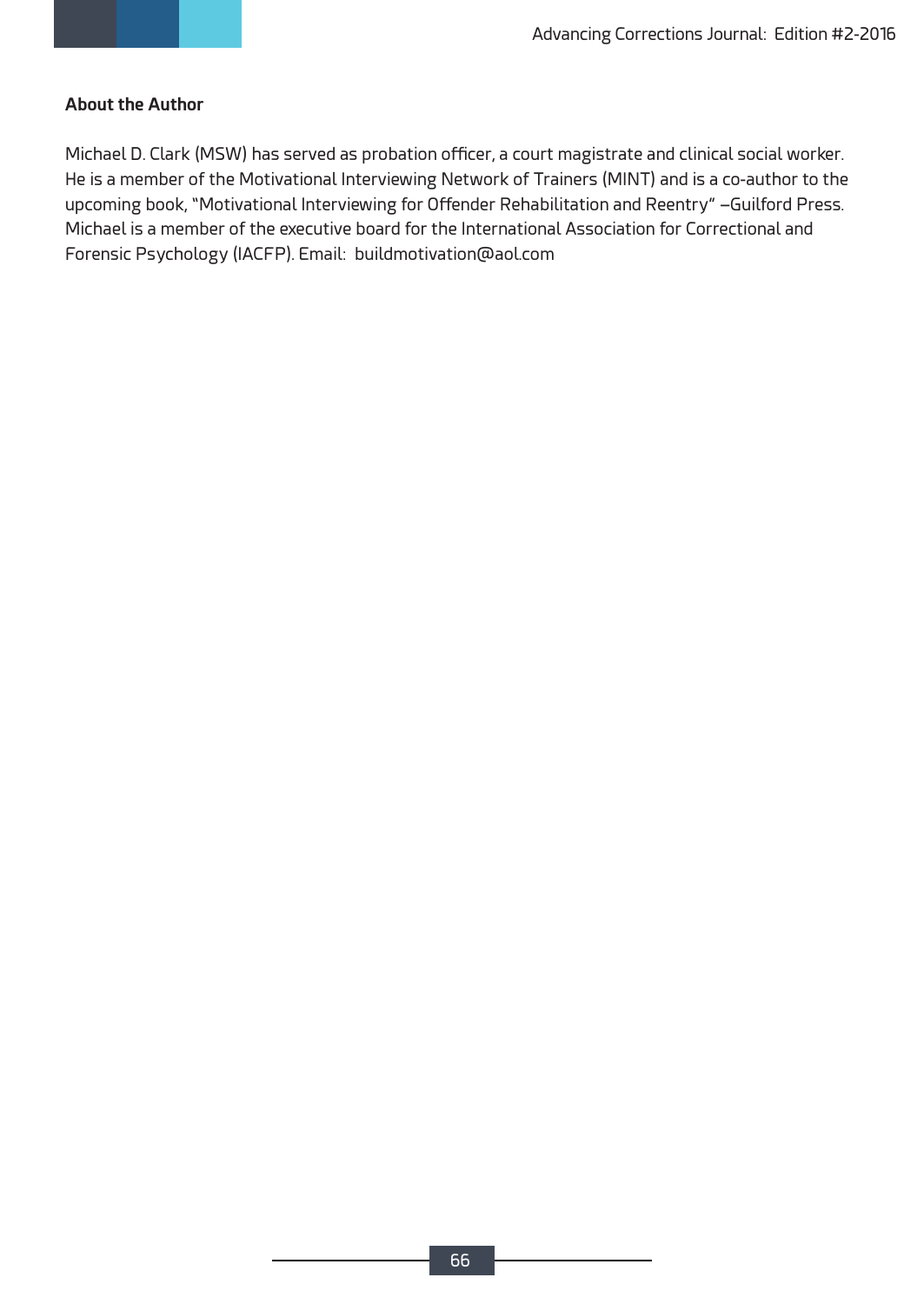**About the Author**

Michael D. Clark (MSW) has served as probation officer, a court magistrate and clinical social worker. He is a member of the Motivational Interviewing Network of Trainers (MINT) and is a co-author to the upcoming book, "Motivational Interviewing for Offender Rehabilitation and Reentry" –Guilford Press. Michael is a member of the executive board for the International Association for Correctional and Forensic Psychology (IACFP). Email: buildmotivation@aol.com